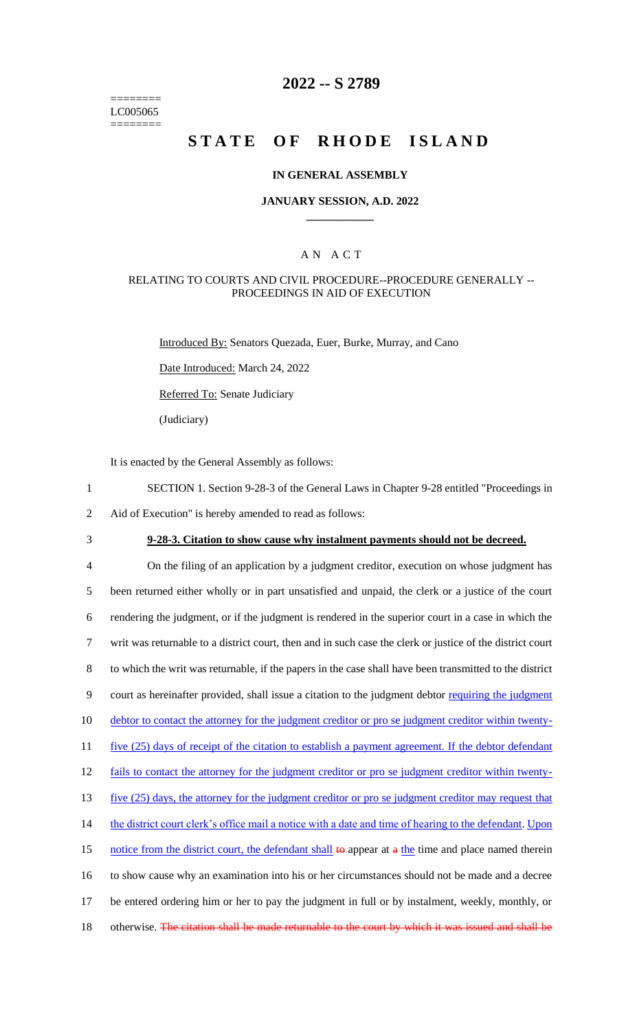========
LC005065
========

# 2022 -- S 2789

# STATE OF RHODE ISLAND

## IN GENERAL ASSEMBLY

### JANUARY SESSION, A.D. 2022

## A N A C T

### RELATING TO COURTS AND CIVIL PROCEDURE--PROCEDURE GENERALLY -- PROCEEDINGS IN AID OF EXECUTION

Introduced By: Senators Quezada, Euer, Burke, Murray, and Cano

Date Introduced: March 24, 2022

Referred To: Senate Judiciary

(Judiciary)

It is enacted by the General Assembly as follows:

1 SECTION 1. Section 9-28-3 of the General Laws in Chapter 9-28 entitled "Proceedings in
2 Aid of Execution" is hereby amended to read as follows:

3 **9-28-3. Citation to show cause why instalment payments should not be decreed.**

4 On the filing of an application by a judgment creditor, execution on whose judgment has
5 been returned either wholly or in part unsatisfied and unpaid, the clerk or a justice of the court
6 rendering the judgment, or if the judgment is rendered in the superior court in a case in which the
7 writ was returnable to a district court, then and in such case the clerk or justice of the district court
8 to which the writ was returnable, if the papers in the case shall have been transmitted to the district
9 court as hereinafter provided, shall issue a citation to the judgment debtor requiring the judgment
10 debtor to contact the attorney for the judgment creditor or pro se judgment creditor within twenty-
11 five (25) days of receipt of the citation to establish a payment agreement. If the debtor defendant
12 fails to contact the attorney for the judgment creditor or pro se judgment creditor within twenty-
13 five (25) days, the attorney for the judgment creditor or pro se judgment creditor may request that
14 the district court clerk's office mail a notice with a date and time of hearing to the defendant. Upon
15 notice from the district court, the defendant shall ~~to~~ appear at ~~a~~ the time and place named therein
16 to show cause why an examination into his or her circumstances should not be made and a decree
17 be entered ordering him or her to pay the judgment in full or by instalment, weekly, monthly, or
18 otherwise. ~~The citation shall be made returnable to the court by which it was issued and shall be~~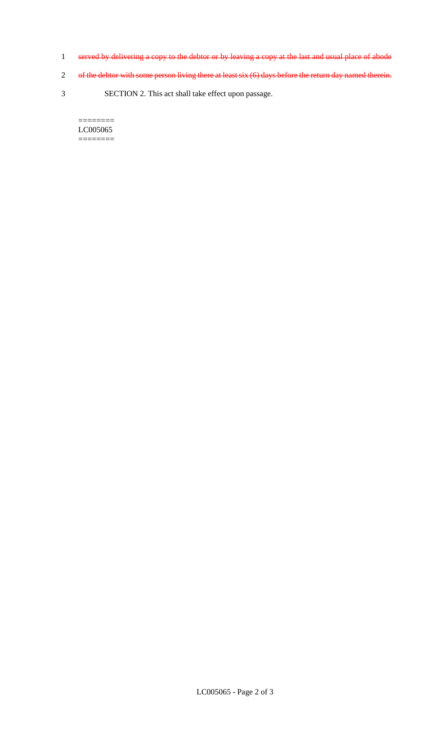1 ~~served by delivering a copy to the debtor or by leaving a copy at the last and usual place of abode~~

2 ~~of the debtor with some person living there at least six (6) days before the return day named therein.~~

3 SECTION 2. This act shall take effect upon passage.

========
LC005065
========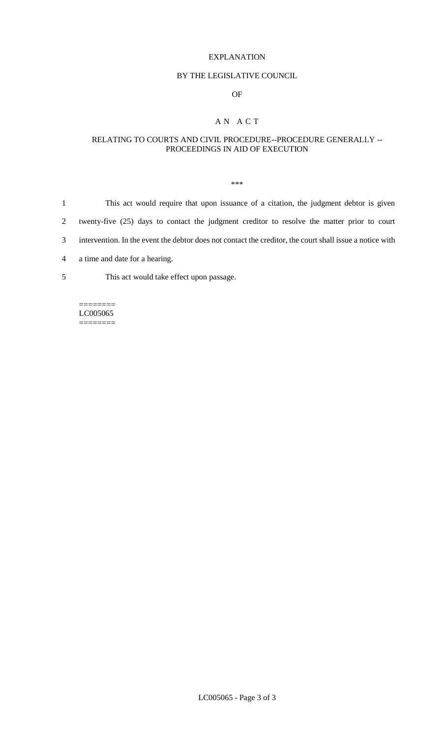EXPLANATION

BY THE LEGISLATIVE COUNCIL

OF

A N A C T

RELATING TO COURTS AND CIVIL PROCEDURE--PROCEDURE GENERALLY -- PROCEEDINGS IN AID OF EXECUTION

\*\*\*

1 This act would require that upon issuance of a citation, the judgment debtor is given
2 twenty-five (25) days to contact the judgment creditor to resolve the matter prior to court
3 intervention. In the event the debtor does not contact the creditor, the court shall issue a notice with
4 a time and date for a hearing.
5 This act would take effect upon passage.

========
LC005065
========